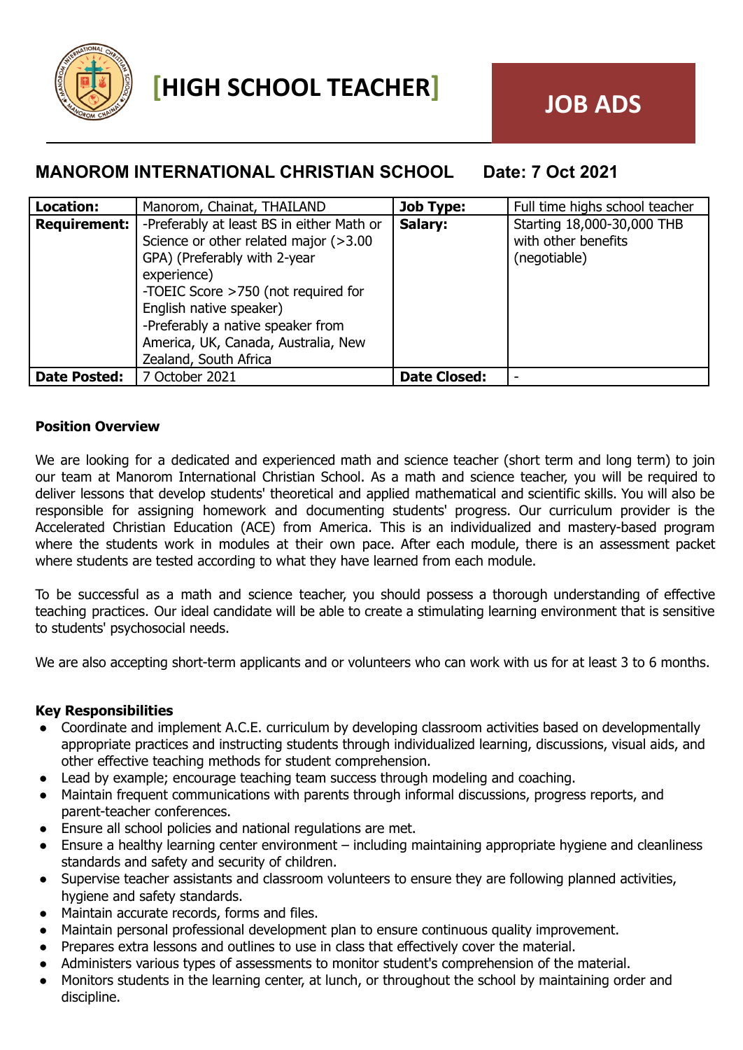# [HIGH SCHOOL TEACHER]

**JOB ADS**

## MANOROM INTERNATIONAL CHRISTIAN SCHOOL Date: 7 Oct 2021

| **Location:** | Manorom, Chainat, THAILAND | **Job Type:** | Full time highs school teacher |
|---|---|---|---|
| **Requirement:** | -Preferably at least BS in either Math or Science or other related major (>3.00 GPA) (Preferably with 2-year experience)<br>-TOEIC Score >750 (not required for English native speaker)<br>-Preferably a native speaker from America, UK, Canada, Australia, New Zealand, South Africa | **Salary:** | Starting 18,000-30,000 THB with other benefits (negotiable) |
| **Date Posted:** | 7 October 2021 | **Date Closed:** | - |

**Position Overview**

We are looking for a dedicated and experienced math and science teacher (short term and long term) to join our team at Manorom International Christian School. As a math and science teacher, you will be required to deliver lessons that develop students' theoretical and applied mathematical and scientific skills. You will also be responsible for assigning homework and documenting students' progress. Our curriculum provider is the Accelerated Christian Education (ACE) from America. This is an individualized and mastery-based program where the students work in modules at their own pace. After each module, there is an assessment packet where students are tested according to what they have learned from each module.

To be successful as a math and science teacher, you should possess a thorough understanding of effective teaching practices. Our ideal candidate will be able to create a stimulating learning environment that is sensitive to students' psychosocial needs.

We are also accepting short-term applicants and or volunteers who can work with us for at least 3 to 6 months.

**Key Responsibilities**

- Coordinate and implement A.C.E. curriculum by developing classroom activities based on developmentally appropriate practices and instructing students through individualized learning, discussions, visual aids, and other effective teaching methods for student comprehension.
- Lead by example; encourage teaching team success through modeling and coaching.
- Maintain frequent communications with parents through informal discussions, progress reports, and parent-teacher conferences.
- Ensure all school policies and national regulations are met.
- Ensure a healthy learning center environment – including maintaining appropriate hygiene and cleanliness standards and safety and security of children.
- Supervise teacher assistants and classroom volunteers to ensure they are following planned activities, hygiene and safety standards.
- Maintain accurate records, forms and files.
- Maintain personal professional development plan to ensure continuous quality improvement.
- Prepares extra lessons and outlines to use in class that effectively cover the material.
- Administers various types of assessments to monitor student's comprehension of the material.
- Monitors students in the learning center, at lunch, or throughout the school by maintaining order and discipline.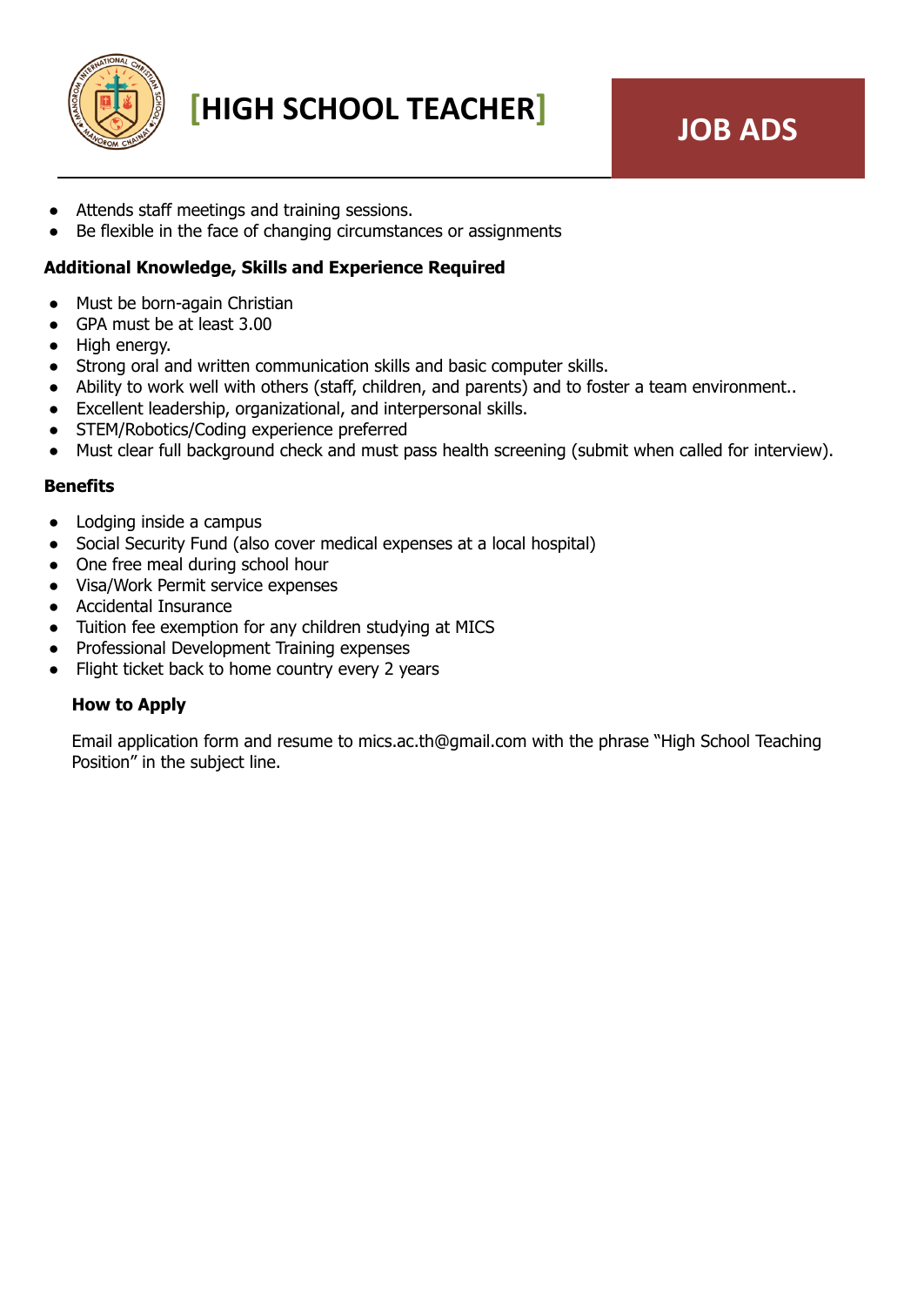- Attends staff meetings and training sessions.
- Be flexible in the face of changing circumstances or assignments

**Additional Knowledge, Skills and Experience Required**

- Must be born-again Christian
- GPA must be at least 3.00
- High energy.
- Strong oral and written communication skills and basic computer skills.
- Ability to work well with others (staff, children, and parents) and to foster a team environment..
- Excellent leadership, organizational, and interpersonal skills.
- STEM/Robotics/Coding experience preferred
- Must clear full background check and must pass health screening (submit when called for interview).

**Benefits**

- Lodging inside a campus
- Social Security Fund (also cover medical expenses at a local hospital)
- One free meal during school hour
- Visa/Work Permit service expenses
- Accidental Insurance
- Tuition fee exemption for any children studying at MICS
- Professional Development Training expenses
- Flight ticket back to home country every 2 years

**How to Apply**

Email application form and resume to mics.ac.th@gmail.com with the phrase "High School Teaching Position" in the subject line.